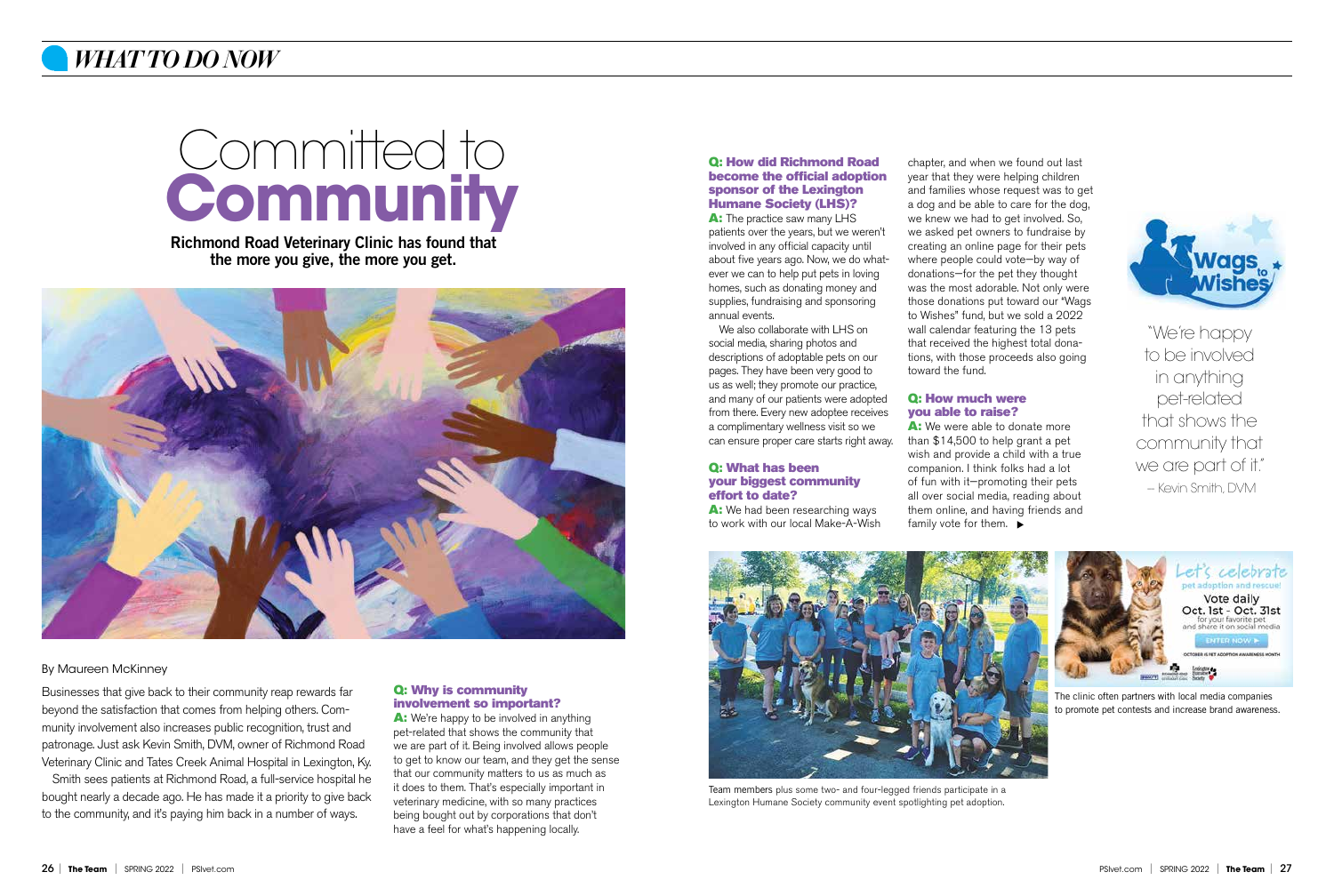# Committed to **Community**

**Richmond Road Veterinary Clinic has found that the more you give, the more you get.**

By Maureen McKinney

Businesses that give back to their community reap rewards far beyond the satisfaction that comes from helping others. Community involvement also increases public recognition, trust and patronage. Just ask Kevin Smith, DVM, owner of Richmond Road Veterinary Clinic and Tates Creek Animal Hospital in Lexington, Ky.

Smith sees patients at Richmond Road, a full-service hospital he bought nearly a decade ago. He has made it a priority to give back to the community, and it's paying him back in a number of ways.

**Q: Why is community involvement so important?**

**A:** We're happy to be involved in anything pet-related that shows the community that we are part of it. Being involved allows people to get to know our team, and they get the sense that our community matters to us as much as it does to them. That's especially important in veterinary medicine, with so many practices being bought out by corporations that don't have a feel for what's happening locally.

**Q: How did Richmond Road become the official adoption sponsor of the Lexington Humane Society (LHS)?**

**A:** The practice saw many LHS patients over the years, but we weren't involved in any official capacity until about five years ago. Now, we do whatever we can to help put pets in loving homes, such as donating money and supplies, fundraising and sponsoring annual events.

We also collaborate with LHS on social media, sharing photos and descriptions of adoptable pets on our pages. They have been very good to us as well; they promote our practice, and many of our patients were adopted from there. Every new adoptee receives a complimentary wellness visit so we can ensure proper care starts right away.

**Q: What has been your biggest community effort to date?**

**A:** We had been researching ways to work with our local Make-A-Wish chapter, and when we found out last year that they were helping children and families whose request was to get a dog and be able to care for the dog, we knew we had to get involved. So, we asked pet owners to fundraise by creating an online page for their pets where people could vote—by way of donations—for the pet they thought was the most adorable. Not only were those donations put toward our "Wags to Wishes" fund, but we sold a 2022 wall calendar featuring the 13 pets that received the highest total donations, with those proceeds also going toward the fund.

**Q: How much were you able to raise?**

**A:** We were able to donate more than $14,500 to help grant a pet wish and provide a child with a true companion. I think folks had a lot of fun with it—promoting their pets all over social media, reading about them online, and having friends and family vote for them. ▶

"We're happy to be involved in anything pet-related that shows the community that we are part of it."
– Kevin Smith, DVM

Team members plus some two- and four-legged friends participate in a Lexington Humane Society community event spotlighting pet adoption.

The clinic often partners with local media companies to promote pet contests and increase brand awareness.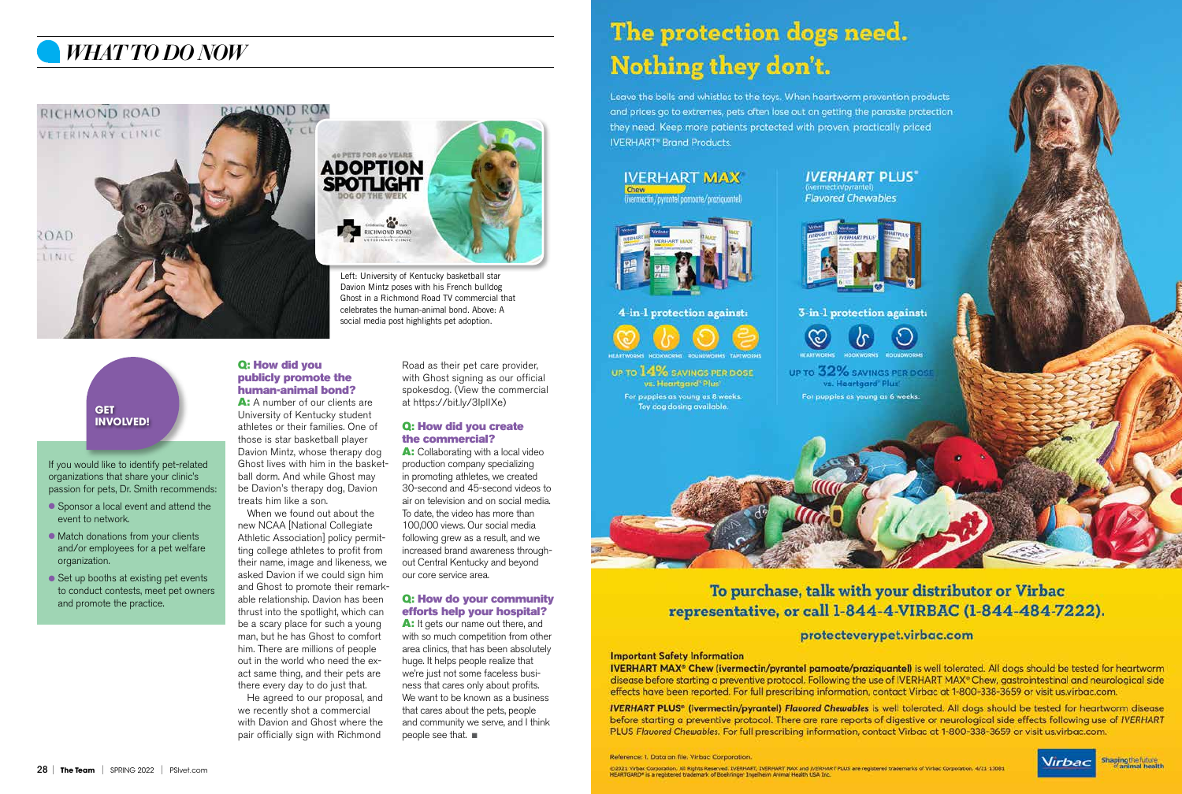## WHAT TO DO NOW

Left: University of Kentucky basketball star Davion Mintz poses with his French bulldog Ghost in a Richmond Road TV commercial that celebrates the human-animal bond. Above: A social media post highlights pet adoption.

**GET INVOLVED!**

If you would like to identify pet-related organizations that share your clinic's passion for pets, Dr. Smith recommends:

- Sponsor a local event and attend the event to network.
- Match donations from your clients and/or employees for a pet welfare organization.
- Set up booths at existing pet events to conduct contests, meet pet owners and promote the practice.

**Q: How did you publicly promote the human-animal bond?**

**A:** A number of our clients are University of Kentucky student athletes or their families. One of those is star basketball player Davion Mintz, whose therapy dog Ghost lives with him in the basketball dorm. And while Ghost may be Davion's therapy dog, Davion treats him like a son.

When we found out about the new NCAA [National Collegiate Athletic Association] policy permitting college athletes to profit from their name, image and likeness, we asked Davion if we could sign him and Ghost to promote their remarkable relationship. Davion has been thrust into the spotlight, which can be a scary place for such a young man, but he has Ghost to comfort him. There are millions of people out in the world who need the exact same thing, and their pets are there every day to do just that.

He agreed to our proposal, and we recently shot a commercial with Davion and Ghost where the pair officially sign with Richmond Road as their pet care provider, with Ghost signing as our official spokesdog. (View the commercial at https://bit.ly/3lplIXe)

**Q: How did you create the commercial?**

**A:** Collaborating with a local video production company specializing in promoting athletes, we created 30-second and 45-second videos to air on television and on social media. To date, the video has more than 100,000 views. Our social media following grew as a result, and we increased brand awareness throughout Central Kentucky and beyond our core service area.

**Q: How do your community efforts help your hospital?**

**A:** It gets our name out there, and with so much competition from other area clinics, that has been absolutely huge. It helps people realize that we're just not some faceless business that cares only about profits. We want to be known as a business that cares about the pets, people and community we serve, and I think people see that. ■

# The protection dogs need. Nothing they don't.

Leave the bells and whistles to the toys. When heartworm prevention products and prices go to extremes, pets often lose out on getting the parasite protection they need. Keep more patients protected with proven, practically priced IVERHART® Brand Products.

**IVERHART MAX® Chew** (ivermectin/pyrantel pamoate/praziquantel)

4-in-1 protection against: HEARTWORMS, HOOKWORMS, ROUNDWORMS, TAPEWORMS

UP TO 14% SAVINGS PER DOSE vs. Heartgard® Plus[1]

For puppies as young as 8 weeks. Toy dog dosing available.

**IVERHART PLUS®** (ivermectin/pyrantel) *Flavored Chewables*

3-in-1 protection against: HEARTWORMS, HOOKWORMS, ROUNDWORMS

UP TO 32% SAVINGS PER DOSE vs. Heartgard® Plus[1]

For puppies as young as 6 weeks.

**To purchase, talk with your distributor or Virbac representative, or call 1-844-4-VIRBAC (1-844-484-7222).**

protecteverypet.virbac.com

**Important Safety Information**

**IVERHART MAX® Chew (ivermectin/pyrantel pamoate/praziquantel)** is well tolerated. All dogs should be tested for heartworm disease before starting a preventive protocol. Following the use of IVERHART MAX® Chew, gastrointestinal and neurological side effects have been reported. For full prescribing information, contact Virbac at 1-800-338-3659 or visit us.virbac.com.

***IVERHART PLUS®* (ivermectin/pyrantel) *Flavored Chewables*** is well tolerated. All dogs should be tested for heartworm disease before starting a preventive protocol. There are rare reports of digestive or neurological side effects following use of *IVERHART PLUS Flavored Chewables*. For full prescribing information, contact Virbac at 1-800-338-3659 or visit us.virbac.com.

Reference: 1. Data on file. Virbac Corporation.

©2021 Virbac Corporation. All Rights Reserved. IVERHART, IVERHART MAX and IVERHART PLUS are registered trademarks of Virbac Corporation. 4/21 13081
HEARTGARD® is a registered trademark of Boehringer Ingelheim Animal Health USA Inc.

Virbac — Shaping the future of animal health